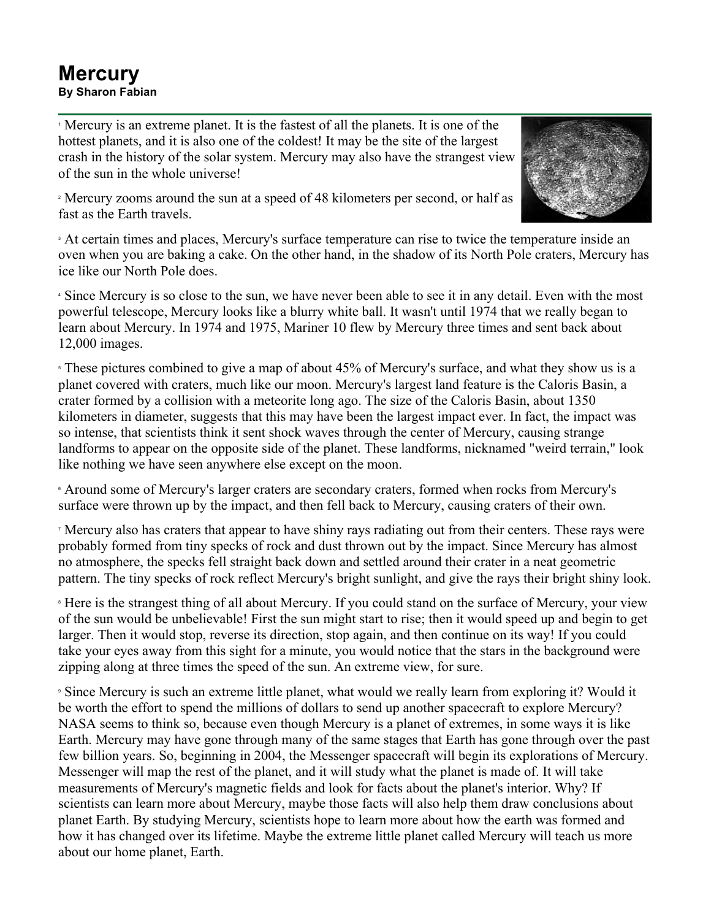# Mercury

**By Sharon Fabian**

[1] Mercury is an extreme planet. It is the fastest of all the planets. It is one of the hottest planets, and it is also one of the coldest! It may be the site of the largest crash in the history of the solar system. Mercury may also have the strangest view of the sun in the whole universe!

[2] Mercury zooms around the sun at a speed of 48 kilometers per second, or half as fast as the Earth travels.

[3] At certain times and places, Mercury's surface temperature can rise to twice the temperature inside an oven when you are baking a cake. On the other hand, in the shadow of its North Pole craters, Mercury has ice like our North Pole does.

[4] Since Mercury is so close to the sun, we have never been able to see it in any detail. Even with the most powerful telescope, Mercury looks like a blurry white ball. It wasn't until 1974 that we really began to learn about Mercury. In 1974 and 1975, Mariner 10 flew by Mercury three times and sent back about 12,000 images.

[5] These pictures combined to give a map of about 45% of Mercury's surface, and what they show us is a planet covered with craters, much like our moon. Mercury's largest land feature is the Caloris Basin, a crater formed by a collision with a meteorite long ago. The size of the Caloris Basin, about 1350 kilometers in diameter, suggests that this may have been the largest impact ever. In fact, the impact was so intense, that scientists think it sent shock waves through the center of Mercury, causing strange landforms to appear on the opposite side of the planet. These landforms, nicknamed "weird terrain," look like nothing we have seen anywhere else except on the moon.

[6] Around some of Mercury's larger craters are secondary craters, formed when rocks from Mercury's surface were thrown up by the impact, and then fell back to Mercury, causing craters of their own.

[7] Mercury also has craters that appear to have shiny rays radiating out from their centers. These rays were probably formed from tiny specks of rock and dust thrown out by the impact. Since Mercury has almost no atmosphere, the specks fell straight back down and settled around their crater in a neat geometric pattern. The tiny specks of rock reflect Mercury's bright sunlight, and give the rays their bright shiny look.

[8] Here is the strangest thing of all about Mercury. If you could stand on the surface of Mercury, your view of the sun would be unbelievable! First the sun might start to rise; then it would speed up and begin to get larger. Then it would stop, reverse its direction, stop again, and then continue on its way! If you could take your eyes away from this sight for a minute, you would notice that the stars in the background were zipping along at three times the speed of the sun. An extreme view, for sure.

[9] Since Mercury is such an extreme little planet, what would we really learn from exploring it? Would it be worth the effort to spend the millions of dollars to send up another spacecraft to explore Mercury? NASA seems to think so, because even though Mercury is a planet of extremes, in some ways it is like Earth. Mercury may have gone through many of the same stages that Earth has gone through over the past few billion years. So, beginning in 2004, the Messenger spacecraft will begin its explorations of Mercury. Messenger will map the rest of the planet, and it will study what the planet is made of. It will take measurements of Mercury's magnetic fields and look for facts about the planet's interior. Why? If scientists can learn more about Mercury, maybe those facts will also help them draw conclusions about planet Earth. By studying Mercury, scientists hope to learn more about how the earth was formed and how it has changed over its lifetime. Maybe the extreme little planet called Mercury will teach us more about our home planet, Earth.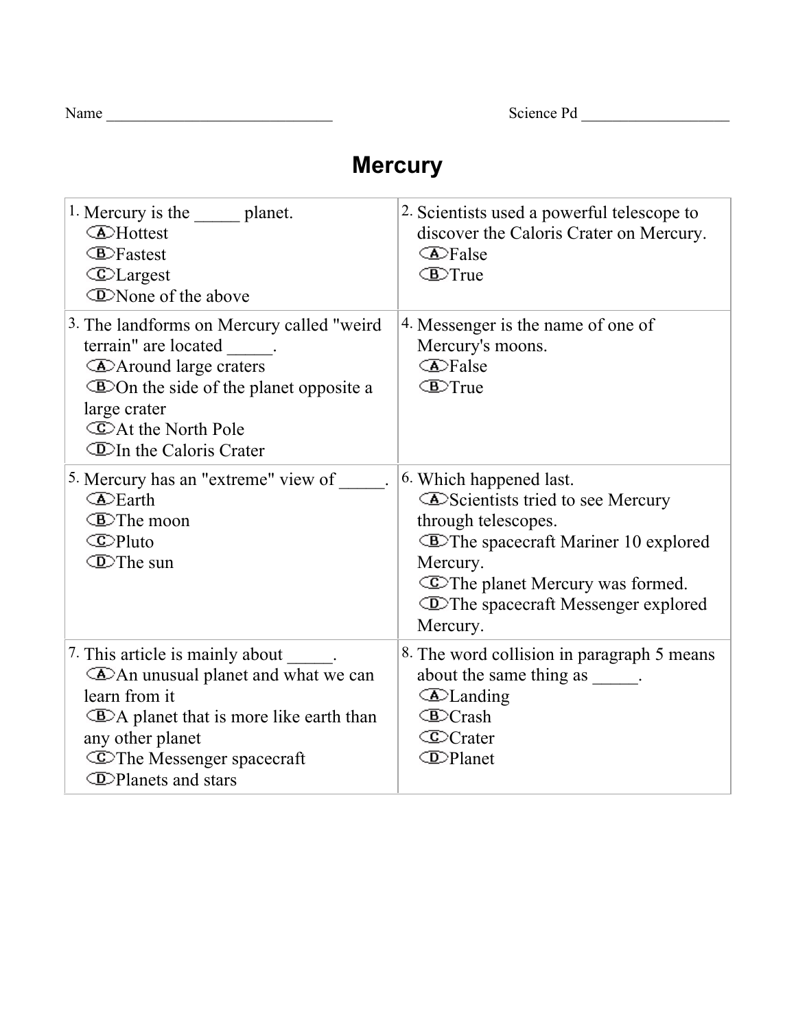Name ______________________________ Science Pd ___________________

# Mercury

1. Mercury is the _____ planet.
   - (A) Hottest
   - (B) Fastest
   - (C) Largest
   - (D) None of the above

2. Scientists used a powerful telescope to discover the Caloris Crater on Mercury.
   - (A) False
   - (B) True

3. The landforms on Mercury called "weird terrain" are located _____.
   - (A) Around large craters
   - (B) On the side of the planet opposite a large crater
   - (C) At the North Pole
   - (D) In the Caloris Crater

4. Messenger is the name of one of Mercury's moons.
   - (A) False
   - (B) True

5. Mercury has an "extreme" view of _____.
   - (A) Earth
   - (B) The moon
   - (C) Pluto
   - (D) The sun

6. Which happened last.
   - (A) Scientists tried to see Mercury through telescopes.
   - (B) The spacecraft Mariner 10 explored Mercury.
   - (C) The planet Mercury was formed.
   - (D) The spacecraft Messenger explored Mercury.

7. This article is mainly about _____.
   - (A) An unusual planet and what we can learn from it
   - (B) A planet that is more like earth than any other planet
   - (C) The Messenger spacecraft
   - (D) Planets and stars

8. The word collision in paragraph 5 means about the same thing as _____.
   - (A) Landing
   - (B) Crash
   - (C) Crater
   - (D) Planet